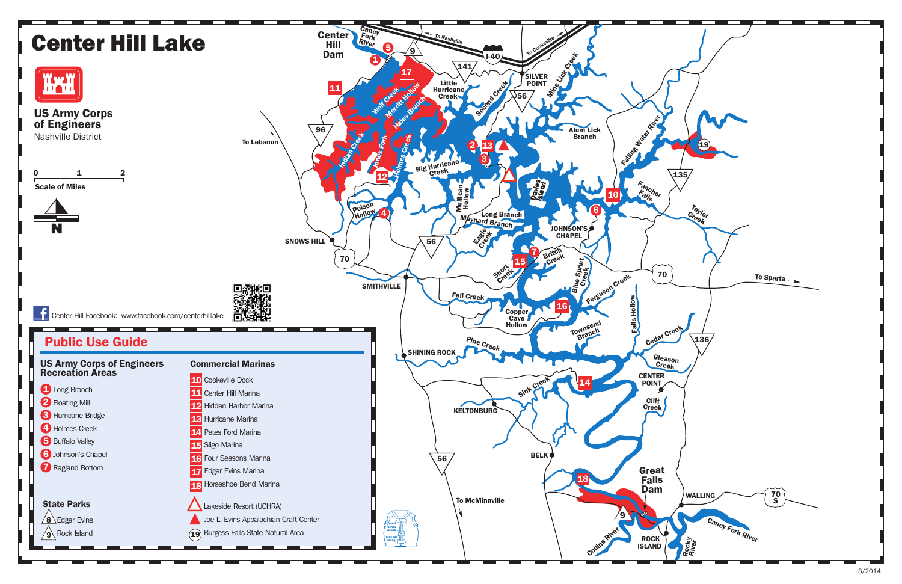# Center Hill Lake

**US Army Corps of Engineers**
Nashville District

Scale of Miles: 0 1 2

N

Center Hill Facebook: www.facebook.com/centerhilllake

## Public Use Guide

### US Army Corps of Engineers Recreation Areas

1. Long Branch
2. Floating Mill
3. Hurricane Bridge
4. Holmes Creek
5. Buffalo Valley
6. Johnson's Chapel
7. Ragland Bottom

### State Parks

- 8 Edgar Evins
- 9 Rock Island

### Commercial Marinas

- 10 Cookeville Dock
- 11 Center Hill Marina
- 12 Hidden Harbor Marina
- 13 Hurricane Marina
- 14 Pates Ford Marina
- 15 Sligo Marina
- 16 Four Seasons Marina
- 17 Edgar Evins Marina
- 18 Horseshoe Bend Marina

- △ Lakeside Resort (UCHRA)
- ▲ Joe L. Evins Appalachian Craft Center
- (19) Burgess Falls State Natural Area

3/2014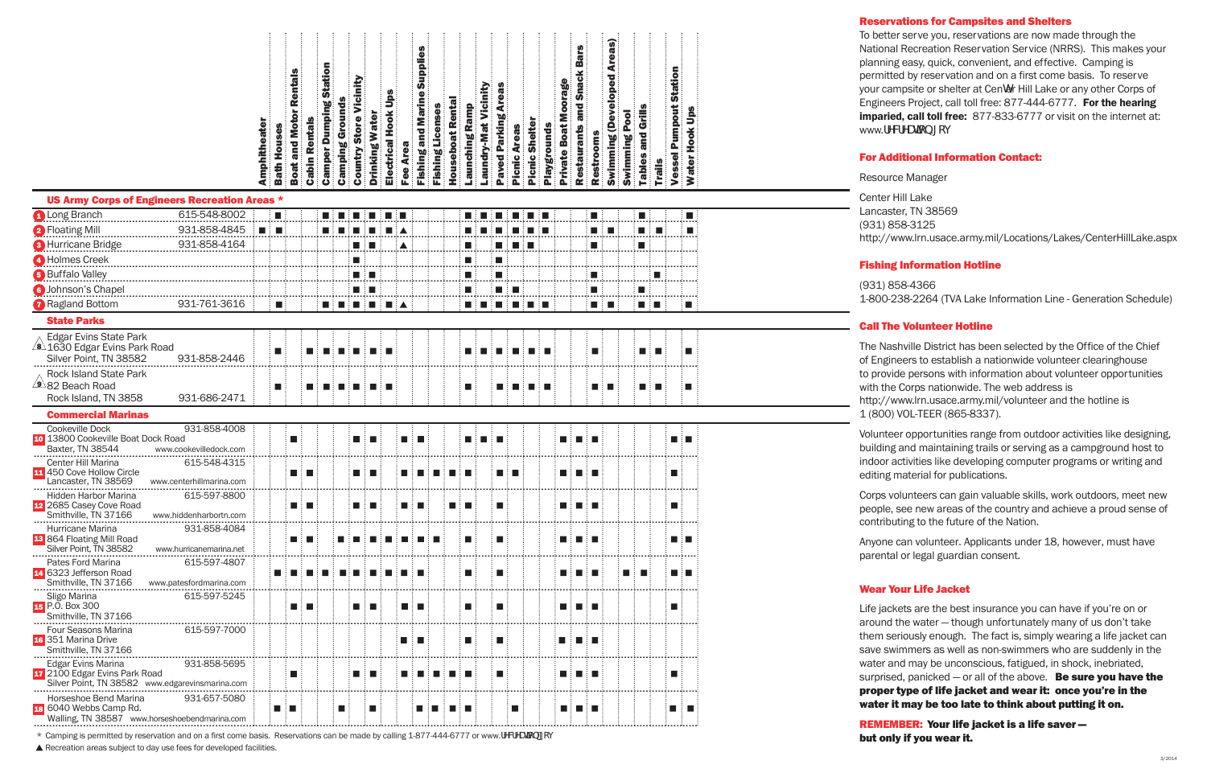| Facility | Phone | Amphitheater | Bath Houses | Boat and Motor Rentals | Cabin Rentals | Camper Dumping Station | Camping Grounds | Country Store Vicinity | Drinking Water | Electrical Hook Ups | Fee Area | Fishing and Marine Supplies | Fishing Licenses | Houseboat Rental | Launching Ramp | Laundry-Mat Vicinity | Paved Parking Areas | Picnic Areas | Picnic Shelter | Playgrounds | Private Boat Moorage | Restaurants and Snack Bars | Restrooms | Swimming (Developed Areas) | Swimming Pool | Tables and Grills | Trails | Vessel Pumpout Station | Water Hook Ups |
|---|---|---|---|---|---|---|---|---|---|---|---|---|---|---|---|---|---|---|---|---|---|---|---|---|---|---|---|---|---|
| **US Army Corps of Engineers Recreation Areas *** | | | | | | | | | | | | | | | | | | | | | | | | | | | | | |
| 1 Long Branch | 615-548-8002 | | ■ | | | ■ | ■ | ■ | ■ | ■ | ■ | | | | ■ | ■ | ■ | ■ | ■ | ■ | | | ■ | | | ■ | | | ■ |
| 2 Floating Mill | 931-858-4845 | ■ | ■ | | | ■ | ■ | ■ | ■ | ■ | ▲ | | | | ■ | ■ | ■ | ■ | ■ | ■ | | | ■ | ■ | | ■ | ■ | | ■ |
| 3 Hurricane Bridge | 931-858-4164 | | | | | | | ■ | ■ | | ▲ | | | | ■ | | ■ | ■ | ■ | | | | ■ | | | ■ | | | |
| 4 Holmes Creek | | | | | | | | ■ | | | | | | | ■ | | ■ | | | | | | | | | | | | |
| 5 Buffalo Valley | | | | | | | | ■ | ■ | | | | | | ■ | | ■ | | | | | | ■ | | | | ■ | | |
| 6 Johnson's Chapel | | | | | | | | ■ | ■ | | | | | | ■ | | ■ | ■ | | | | | ■ | | | ■ | | | |
| 7 Ragland Bottom | 931-761-3616 | | ■ | | | ■ | ■ | ■ | ■ | ■ | ▲ | | | | ■ | ■ | ■ | ■ | ■ | ■ | | | ■ | ■ | | ■ | ■ | | ■ |
| **State Parks** | | | | | | | | | | | | | | | | | | | | | | | | | | | | | |
| 8 Edgar Evins State Park, 1630 Edgar Evins Park Road, Silver Point, TN 38582 | 931-858-2446 | | ■ | | ■ | ■ | ■ | ■ | ■ | ■ | | | | | ■ | ■ | ■ | ■ | ■ | ■ | | | ■ | | | ■ | ■ | | ■ |
| 9 Rock Island State Park, 82 Beach Road, Rock Island, TN 3858 | 931-686-2471 | | ■ | | ■ | ■ | ■ | ■ | ■ | ■ | | | | | ■ | | ■ | ■ | ■ | ■ | | | ■ | ■ | | ■ | ■ | | ■ |
| **Commercial Marinas** | | | | | | | | | | | | | | | | | | | | | | | | | | | | | |
| 10 Cookeville Dock, 13800 Cookeville Boat Dock Road, Baxter, TN 38544, www.cookevilledock.com | 931-858-4008 | | | ■ | | | | ■ | ■ | | ■ | ■ | | | ■ | ■ | ■ | | | | ■ | ■ | ■ | | | | | ■ | ■ |
| 11 Center Hill Marina, 450 Cove Hollow Circle, Lancaster, TN 38569, www.centerhillmarina.com | 615-548-4315 | | | ■ | ■ | | | ■ | ■ | | ■ | ■ | ■ | ■ | ■ | | ■ | ■ | | | ■ | ■ | ■ | | | | | ■ | |
| 12 Hidden Harbor Marina, 2685 Casey Cove Road, Smithville, TN 37166, www.hiddenharbortn.com | 615-597-8800 | | | ■ | ■ | | | ■ | ■ | | ■ | ■ | | ■ | ■ | | ■ | | | | ■ | ■ | ■ | | | | | ■ | |
| 13 Hurricane Marina, 864 Floating Mill Road, Silver Point, TN 38582, www.hurricanemarina.net | 931-858-4084 | | | ■ | ■ | | ■ | ■ | ■ | ■ | ■ | ■ | ■ | | ■ | | ■ | | | | ■ | ■ | ■ | | | | | ■ | ■ |
| 14 Pates Ford Marina, 6323 Jefferson Road, Smithville, TN 37166, www.patesfordmarina.com | 615-597-4807 | | ■ | ■ | ■ | ■ | ■ | ■ | ■ | ■ | ■ | ■ | | | ■ | | ■ | | | | ■ | ■ | ■ | | ■ | ■ | | ■ | ■ |
| 15 Sligo Marina, P.O. Box 300, Smithville, TN 37166 | 615-597-5245 | | | ■ | ■ | | | ■ | ■ | | ■ | ■ | | | ■ | | ■ | | | | ■ | ■ | ■ | | | | | ■ | |
| 16 Four Seasons Marina, 351 Marina Drive, Smithville, TN 37166 | 615-597-7000 | | | | | | | | | | ■ | ■ | | | ■ | | ■ | | | | ■ | ■ | ■ | | | | | | |
| 17 Edgar Evins Marina, 2100 Edgar Evins Park Road, Silver Point, TN 38582, www.edgarevinsmarina.com | 931-858-5695 | | | ■ | | | | ■ | ■ | | ■ | ■ | ■ | ■ | ■ | | ■ | | | | ■ | ■ | ■ | | | | | ■ | |
| 18 Horseshoe Bend Marina, 6040 Webbs Camp Rd., Walling, TN 38587, www.horseshoebendmarina.com | 931-657-5080 | | ■ | ■ | | | ■ | | ■ | | | ■ | ■ | ■ | ■ | | | ■ | | | ■ | ■ | ■ | | | | | ■ | ■ |

* Camping is permitted by reservation and on a first come basis. Reservations can be made by calling 1-877-444-6777 or www.UHFUHDWLRQ.JRY

▲ Recreation areas subject to day use fees for developed facilities.

## Reservations for Campsites and Shelters

To better serve you, reservations are now made through the National Recreation Reservation Service (NRRS). This makes your planning easy, quick, convenient, and effective. Camping is permitted by reservation and on a first come basis. To reserve your campsite or shelter at Center Hill Lake or any other Corps of Engineers Project, call toll free: 877-444-6777. **For the hearing impaired, call toll free:** 877-833-6777 or visit on the internet at: www.UHFUHDWLRQ.JRY

## For Additional Information Contact:

Resource Manager

Center Hill Lake
Lancaster, TN 38569
(931) 858-3125
http://www.lrn.usace.army.mil/Locations/Lakes/CenterHillLake.aspx

## Fishing Information Hotline

(931) 858-4366
1-800-238-2264 (TVA Lake Information Line - Generation Schedule)

## Call The Volunteer Hotline

The Nashville District has been selected by the Office of the Chief of Engineers to establish a nationwide volunteer clearinghouse to provide persons with information about volunteer opportunities with the Corps nationwide. The web address is http://www.lrn.usace.army.mil/volunteer and the hotline is 1 (800) VOL-TEER (865-8337).

Volunteer opportunities range from outdoor activities like designing, building and maintaining trails or serving as a campground host to indoor activities like developing computer programs or writing and editing material for publications.

Corps volunteers can gain valuable skills, work outdoors, meet new people, see new areas of the country and achieve a proud sense of contributing to the future of the Nation.

Anyone can volunteer. Applicants under 18, however, must have parental or legal guardian consent.

## Wear Your Life Jacket

Life jackets are the best insurance you can have if you're on or around the water — though unfortunately many of us don't take them seriously enough. The fact is, simply wearing a life jacket can save swimmers as well as non-swimmers who are suddenly in the water and may be unconscious, fatigued, in shock, inebriated, surprised, panicked — or all of the above. **Be sure you have the proper type of life jacket and wear it: once you're in the water it may be too late to think about putting it on.**

**REMEMBER: Your life jacket is a life saver — but only if you wear it.**

3/2014